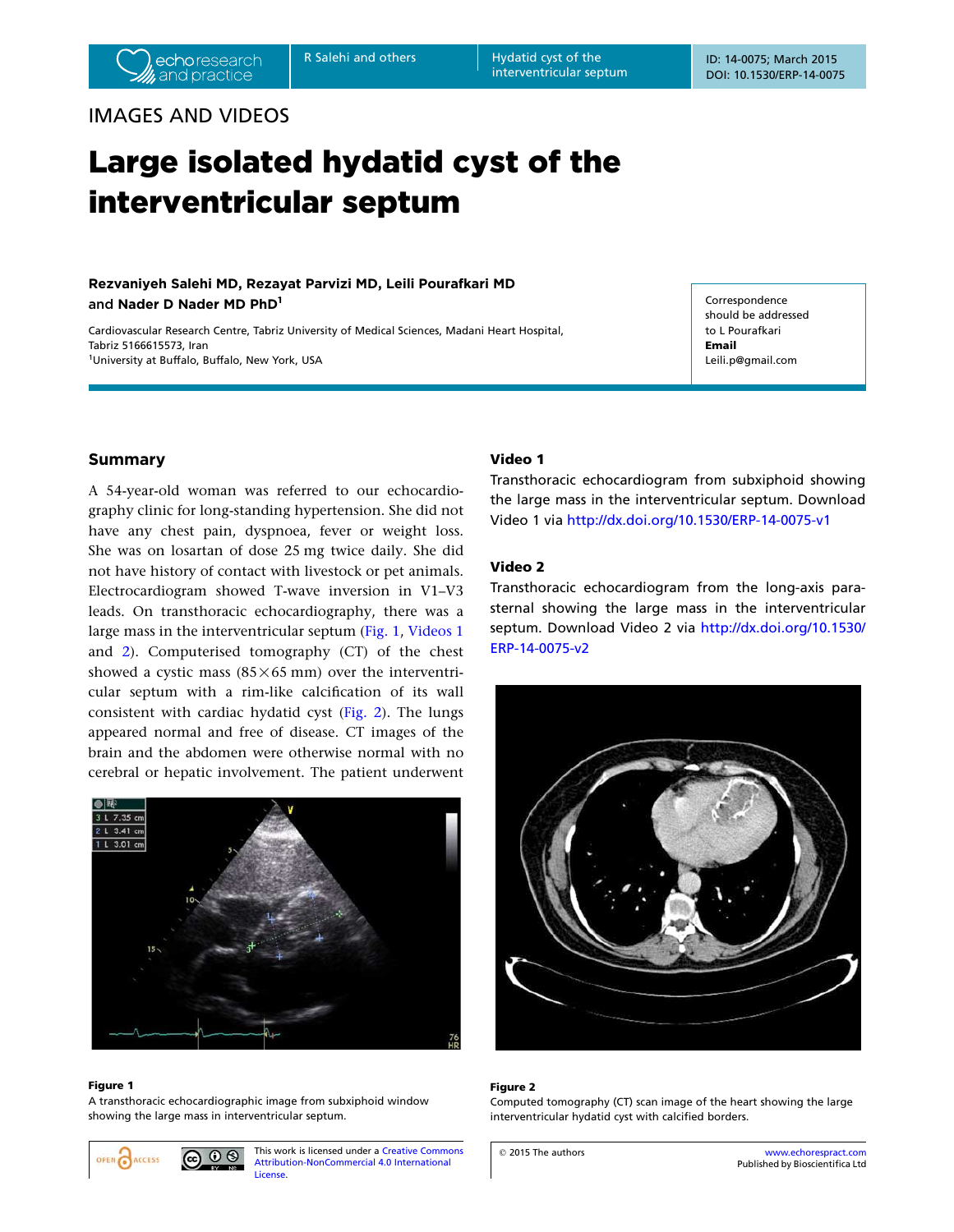IMAGES AND VIDEOS

# Large isolated hydatid cyst of the interventricular septum

**Rezvaniyeh Salehi MD, Rezayat Parvizi MD, Leili Pourafkari MD and Nader D Nader MD PhD[1]**

Cardiovascular Research Centre, Tabriz University of Medical Sciences, Madani Heart Hospital, Tabriz 5166615573, Iran
[1]University at Buffalo, Buffalo, New York, USA

Correspondence should be addressed to L Pourafkari
**Email**
Leili.p@gmail.com

## Summary

A 54-year-old woman was referred to our echocardiography clinic for long-standing hypertension. She did not have any chest pain, dyspnoea, fever or weight loss. She was on losartan of dose 25 mg twice daily. She did not have history of contact with livestock or pet animals. Electrocardiogram showed T-wave inversion in V1–V3 leads. On transthoracic echocardiography, there was a large mass in the interventricular septum (Fig. 1, Videos 1 and 2). Computerised tomography (CT) of the chest showed a cystic mass (85×65 mm) over the interventricular septum with a rim-like calcification of its wall consistent with cardiac hydatid cyst (Fig. 2). The lungs appeared normal and free of disease. CT images of the brain and the abdomen were otherwise normal with no cerebral or hepatic involvement. The patient underwent

**Figure 1**
A transthoracic echocardiographic image from subxiphoid window showing the large mass in interventricular septum.

### Video 1

Transthoracic echocardiogram from subxiphoid showing the large mass in the interventricular septum. Download Video 1 via http://dx.doi.org/10.1530/ERP-14-0075-v1

### Video 2

Transthoracic echocardiogram from the long-axis parasternal showing the large mass in the interventricular septum. Download Video 2 via http://dx.doi.org/10.1530/ERP-14-0075-v2

**Figure 2**
Computed tomography (CT) scan image of the heart showing the large interventricular hydatid cyst with calcified borders.

This work is licensed under a Creative Commons Attribution-NonCommercial 4.0 International License.

© 2015 The authors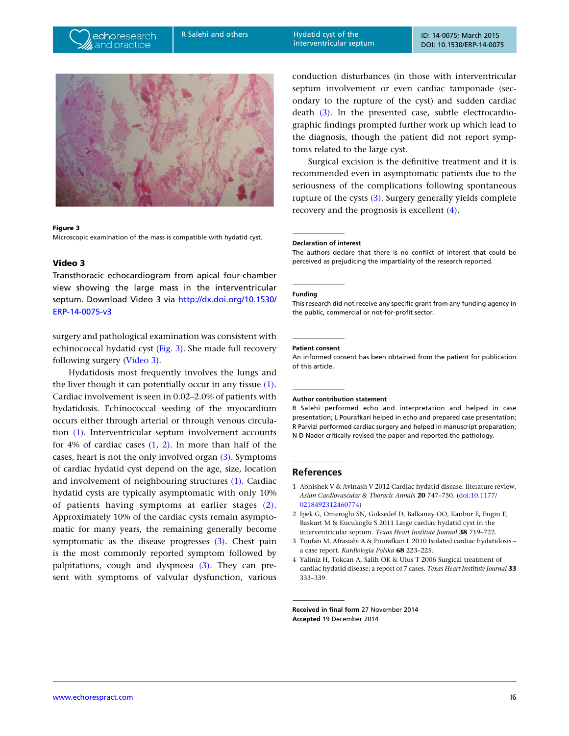**Figure 3**
Microscopic examination of the mass is compatible with hydatid cyst.

### Video 3

Transthoracic echocardiogram from apical four-chamber view showing the large mass in the interventricular septum. Download Video 3 via http://dx.doi.org/10.1530/ERP-14-0075-v3

surgery and pathological examination was consistent with echinococcal hydatid cyst (Fig. 3). She made full recovery following surgery (Video 3).

Hydatidosis most frequently involves the lungs and the liver though it can potentially occur in any tissue (1). Cardiac involvement is seen in 0.02–2.0% of patients with hydatidosis. Echinococcal seeding of the myocardium occurs either through arterial or through venous circulation (1). Interventricular septum involvement accounts for 4% of cardiac cases (1, 2). In more than half of the cases, heart is not the only involved organ (3). Symptoms of cardiac hydatid cyst depend on the age, size, location and involvement of neighbouring structures (1). Cardiac hydatid cysts are typically asymptomatic with only 10% of patients having symptoms at earlier stages (2). Approximately 10% of the cardiac cysts remain asymptomatic for many years, the remaining generally become symptomatic as the disease progresses (3). Chest pain is the most commonly reported symptom followed by palpitations, cough and dyspnoea (3). They can present with symptoms of valvular dysfunction, various conduction disturbances (in those with interventricular septum involvement or even cardiac tamponade (secondary to the rupture of the cyst) and sudden cardiac death (3). In the presented case, subtle electrocardiographic findings prompted further work up which lead to the diagnosis, though the patient did not report symptoms related to the large cyst.

Surgical excision is the definitive treatment and it is recommended even in asymptomatic patients due to the seriousness of the complications following spontaneous rupture of the cysts (3). Surgery generally yields complete recovery and the prognosis is excellent (4).

#### Declaration of interest

The authors declare that there is no conflict of interest that could be perceived as prejudicing the impartiality of the research reported.

#### Funding

This research did not receive any specific grant from any funding agency in the public, commercial or not-for-profit sector.

#### Patient consent

An informed consent has been obtained from the patient for publication of this article.

#### Author contribution statement

R Salehi performed echo and interpretation and helped in case presentation; L Pourafkari helped in echo and prepared case presentation; R Parvizi performed cardiac surgery and helped in manuscript preparation; N D Nader critically revised the paper and reported the pathology.

## References

1. Abhishek V & Avinash V 2012 Cardiac hydatid disease: literature review. *Asian Cardiovascular & Thoracic Annals* **20** 747–750. (doi:10.1177/0218492312460774)
2. Ipek G, Omeroglu SN, Goksedef D, Balkanay OO, Kanbur E, Engin E, Baskurt M & Kucukoglu S 2011 Large cardiac hydatid cyst in the interventricular septum. *Texas Heart Institute Journal* **38** 719–722.
3. Toufan M, Afrasiabi A & Pourafkari L 2010 Isolated cardiac hydatidosis – a case report. *Kardiologia Polska* **68** 223–225.
4. Yaliniz H, Tokcan A, Salih OK & Ulus T 2006 Surgical treatment of cardiac hydatid disease: a report of 7 cases. *Texas Heart Institute Journal* **33** 333–339.

**Received in final form** 27 November 2014
**Accepted** 19 December 2014